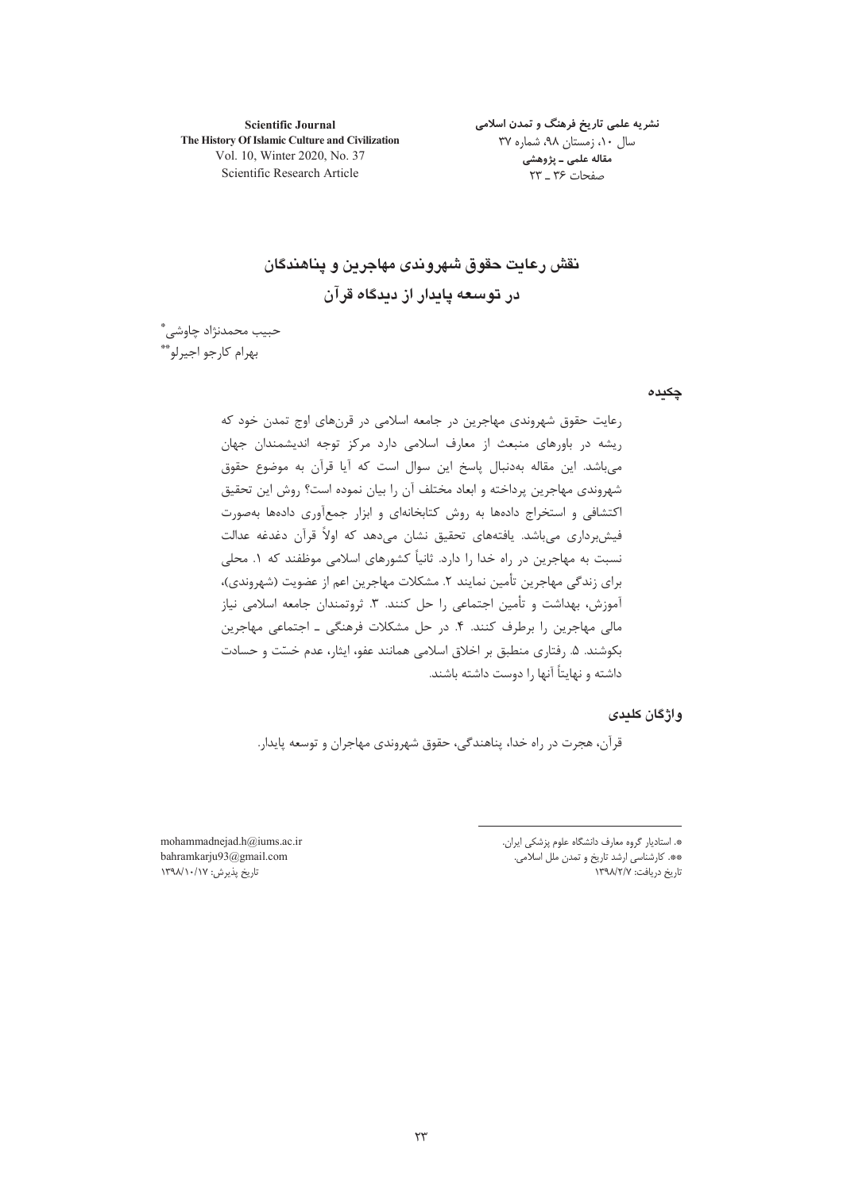**Scientific Journal**
**The History Of Islamic Culture and Civilization**
Vol. 10, Winter 2020, No. 37
Scientific Research Article

**نشریه علمی تاریخ فرهنگ و تمدن اسلامی**
سال ۱۰، زمستان ۹۸، شماره ۳۷
**مقاله علمی ـ پژوهشی**
صفحات ۳۶ ـ ۲۳

# نقش رعایت حقوق شهروندی مهاجرین و پناهندگان در توسعه پایدار از دیدگاه قرآن

حبیب محمدنژاد چاوشی[*]
بهرام کارجو اجیرلو[**]

## چکیده

رعایت حقوق شهروندی مهاجرین در جامعه اسلامی در قرن‌های اوج تمدن خود که ریشه در باورهای منبعث از معارف اسلامی دارد مرکز توجه اندیشمندان جهان می‌باشد. این مقاله به‌دنبال پاسخ این سوال است که آیا قرآن به موضوع حقوق شهروندی مهاجرین پرداخته و ابعاد مختلف آن را بیان نموده است؟ روش این تحقیق اکتشافی و استخراج داده‌ها به روش کتابخانه‌ای و ابزار جمع‌آوری داده‌ها به‌صورت فیش‌برداری می‌باشد. یافته‌های تحقیق نشان می‌دهد که اولاً قرآن دغدغه عدالت نسبت به مهاجرین در راه خدا را دارد. ثانیاً کشورهای اسلامی موظفند که ۱. محلی برای زندگی مهاجرین تأمین نمایند ۲. مشکلات مهاجرین اعم از عضویت (شهروندی)، آموزش، بهداشت و تأمین اجتماعی را حل کنند. ۳. ثروتمندان جامعه اسلامی نیاز مالی مهاجرین را برطرف کنند. ۴. در حل مشکلات فرهنگی ـ اجتماعی مهاجرین بکوشند. ۵. رفتاری منطبق بر اخلاق اسلامی همانند عفو، ایثار، عدم خسّت و حسادت داشته و نهایتاً آنها را دوست داشته باشند.

## واژگان کلیدی

قرآن، هجرت در راه خدا، پناهندگی، حقوق شهروندی مهاجران و توسعه پایدار.

---

[*]. استادیار گروه معارف دانشگاه علوم پزشکی ایران.
mohammadnejad.h@iums.ac.ir

[**]. کارشناس ارشد تاریخ و تمدن ملل اسلامی.
bahramkarju93@gmail.com

تاریخ دریافت: ۱۳۹۸/۲/۷
تاریخ پذیرش: ۱۳۹۸/۱۰/۱۷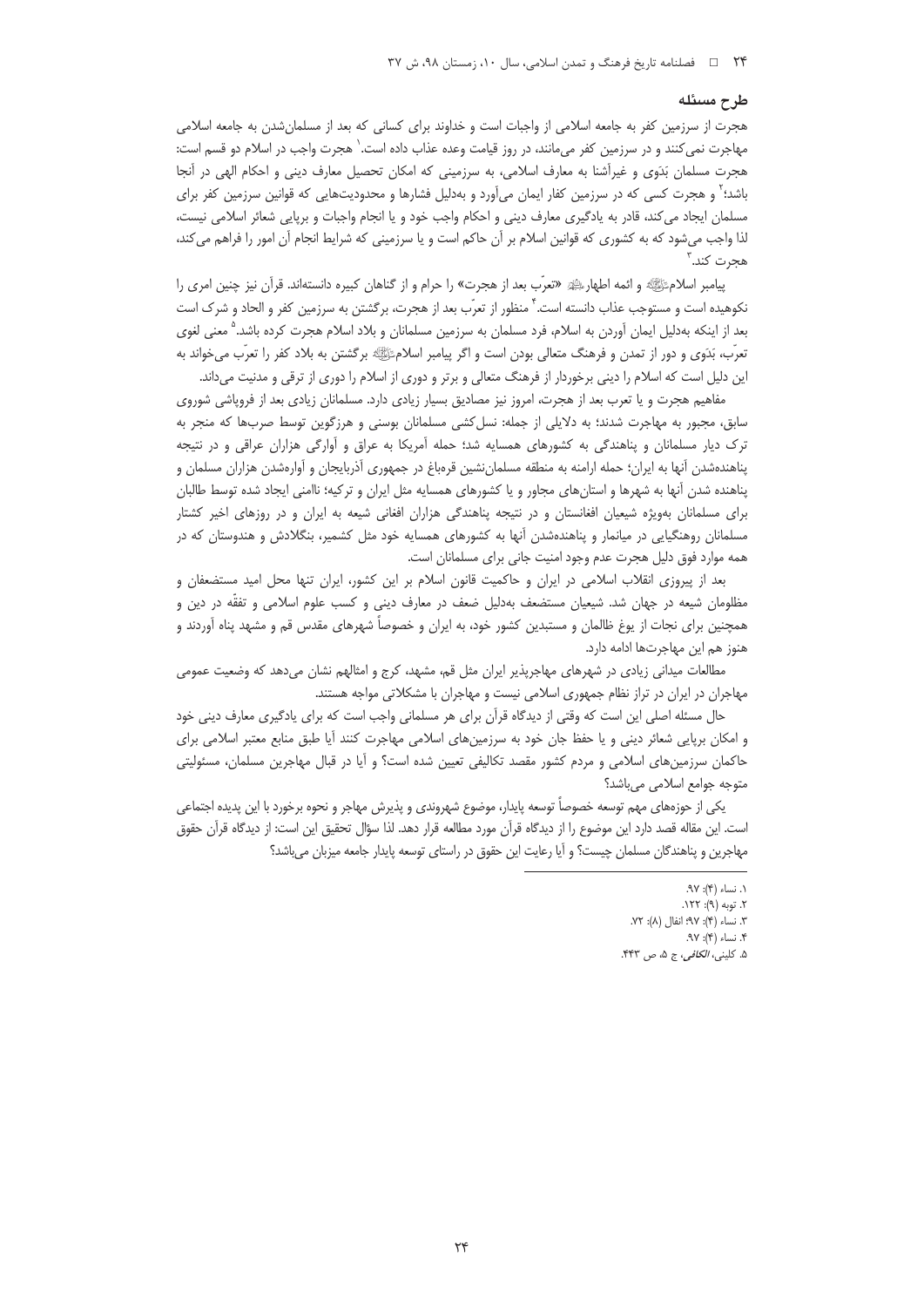## طرح مسئله

هجرت از سرزمین کفر به جامعه اسلامی از واجبات است و خداوند برای کسانی که بعد از مسلمان‌شدن به جامعه اسلامی مهاجرت نمی‌کنند و در سرزمین کفر می‌مانند، در روز قیامت وعده عذاب داده است.[1] هجرت واجب در اسلام دو قسم است: هجرت مسلمان بَدَوی و غیرآشنا به معارف اسلامی، به سرزمینی که امکان تحصیل معارف دینی و احکام الهی در آنجا باشد؛[2] و هجرت کسی که در سرزمین کفار ایمان می‌آورد و به‌دلیل فشارها و محدودیت‌هایی که قوانین سرزمین کفر برای مسلمان ایجاد می‌کند، قادر به یادگیری معارف دینی و احکام واجب خود و یا انجام واجبات و برپایی شعائر اسلامی نیست، لذا واجب می‌شود که به کشوری که قوانین اسلام بر آن حاکم است و یا سرزمینی که شرایط انجام آن امور را فراهم می‌کند، هجرت کند.[3]

پیامبر اسلام ﷺ و ائمه اطهار ﷺ «تعرّب بعد از هجرت» را حرام و از گناهان کبیره دانسته‌اند. قرآن نیز چنین امری را نکوهیده است و مستوجب عذاب دانسته است.[4] منظور از تعرّب بعد از هجرت، برگشتن به سرزمین کفر و الحاد و شرک است بعد از اینکه به‌دلیل ایمان آوردن به اسلام، فرد مسلمان به سرزمین مسلمانان و بلاد اسلام هجرت کرده باشد.[5] معنی لغوی تعرّب، بَدَوی و دور از تمدن و فرهنگ متعالی بودن است و اگر پیامبر اسلام ﷺ برگشتن به بلاد کفر را تعرّب می‌خواند به این دلیل است که اسلام را دینی برخوردار از فرهنگ متعالی و برتر و دوری از اسلام را دوری از ترقی و مدنیت می‌داند.

مفاهیم هجرت و یا تعرب بعد از هجرت، امروز نیز مصادیق بسیار زیادی دارد. مسلمانان زیادی بعد از فروپاشی شوروی سابق، مجبور به مهاجرت شدند؛ به دلایلی از جمله: نسل‌کشی مسلمانان بوسنی و هرزگوین توسط صرب‌ها که منجر به ترک دیار مسلمانان و پناهندگی به کشورهای همسایه شد؛ حمله آمریکا به عراق و آوارگی هزاران عراقی و در نتیجه پناهنده‌شدن آنها به ایران؛ حمله ارامنه به منطقه مسلمان‌نشین قره‌باغ در جمهوری آذربایجان و آواره‌شدن هزاران مسلمان و پناهنده شدن آنها به شهرها و استان‌های مجاور و یا کشورهای همسایه مثل ایران و ترکیه؛ ناامنی ایجاد شده توسط طالبان برای مسلمانان به‌ویژه شیعیان افغانستان و در نتیجه پناهندگی هزاران افغانی شیعه به ایران و در روزهای اخیر کشتار مسلمانان روهنگیایی در میانمار و پناهنده‌شدن آنها به کشورهای همسایه خود مثل کشمیر، بنگلادش و هندوستان که در همه موارد فوق دلیل هجرت عدم وجود امنیت جانی برای مسلمانان است.

بعد از پیروزی انقلاب اسلامی در ایران و حاکمیت قانون اسلام بر این کشور، ایران تنها محل امید مستضعفان و مظلومان شیعه در جهان شد. شیعیان مستضعف به‌دلیل ضعف در معارف دینی و کسب علوم اسلامی و تفقّه در دین و همچنین برای نجات از یوغ ظالمان و مستبدین کشور خود، به ایران و خصوصاً شهرهای مقدس قم و مشهد پناه آوردند و هنوز هم این مهاجرت‌ها ادامه دارد.

مطالعات میدانی زیادی در شهرهای مهاجرپذیر ایران مثل قم، مشهد، کرج و امثالهم نشان می‌دهد که وضعیت عمومی مهاجران در ایران در تراز نظام جمهوری اسلامی نیست و مهاجران با مشکلاتی مواجه هستند.

حال مسئله اصلی این است که وقتی از دیدگاه قرآن برای هر مسلمانی واجب است که برای یادگیری معارف دینی خود و امکان برپایی شعائر دینی و یا حفظ جان خود به سرزمین‌های اسلامی مهاجرت کنند آیا طبق منابع معتبر اسلامی برای حاکمان سرزمین‌های اسلامی و مردم کشور مقصد تکالیفی تعیین شده است؟ و آیا در قبال مهاجرین مسلمان، مسئولیتی متوجه جوامع اسلامی می‌باشد؟

یکی از حوزه‌های مهم توسعه خصوصاً توسعه پایدار، موضوع شهروندی و پذیرش مهاجر و نحوه برخورد با این پدیده اجتماعی است. این مقاله قصد دارد این موضوع را از دیدگاه قرآن مورد مطالعه قرار دهد. لذا سؤال تحقیق این است: از دیدگاه قرآن حقوق مهاجرین و پناهندگان مسلمان چیست؟ و آیا رعایت این حقوق در راستای توسعه پایدار جامعه میزبان می‌باشد؟

---

۱. نساء (۴): ۹۷.
۲. توبه (۹): ۱۲۲.
۳. نساء (۴): ۹۷؛ انفال (۸): ۷۲.
۴. نساء (۴): ۹۷.
۵. کلینی، *الکافی*، ج ۵، ص ۴۴۳.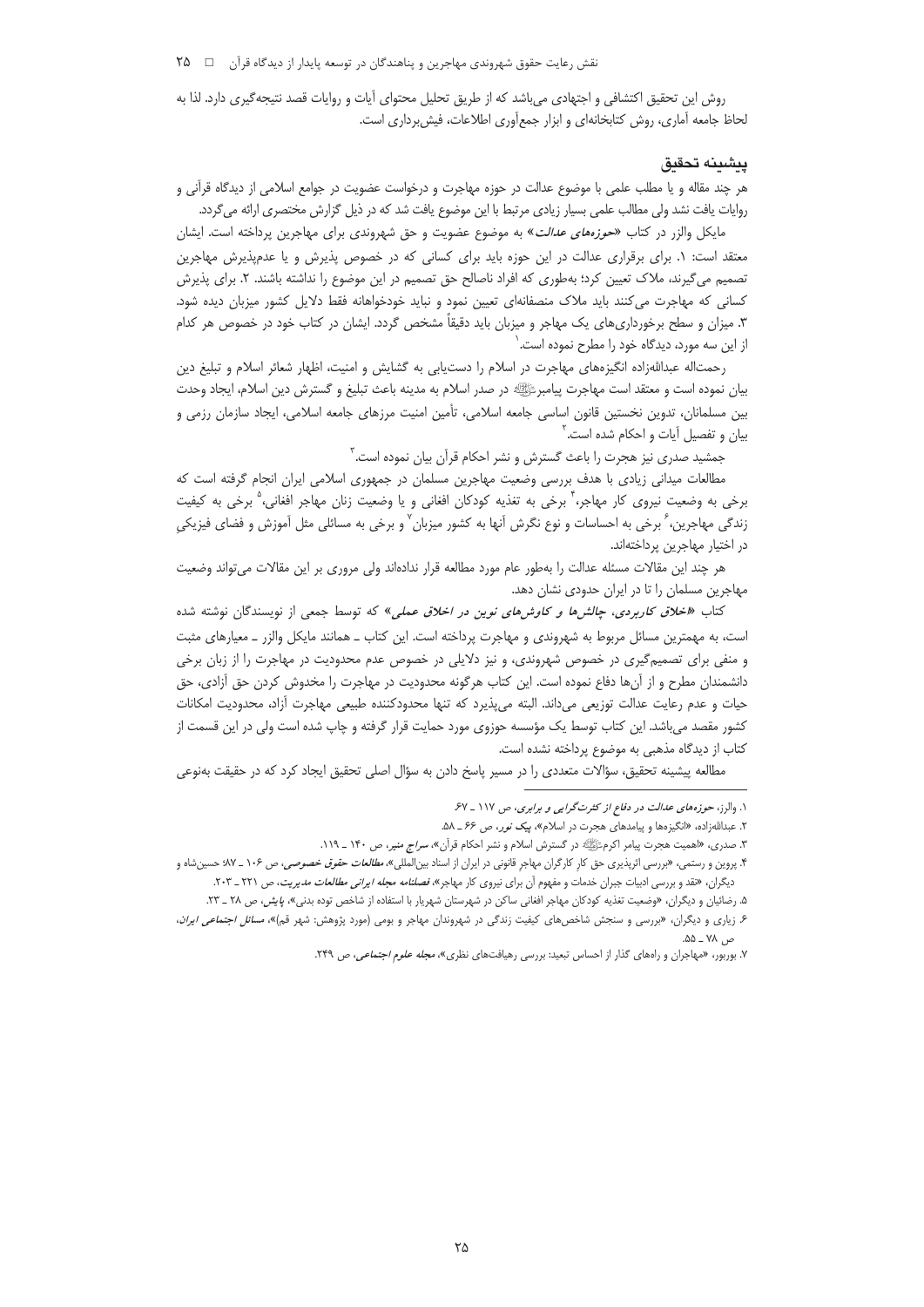روش این تحقیق اکتشافی و اجتهادی می‌باشد که از طریق تحلیل محتوای آیات و روایات قصد نتیجه‌گیری دارد. لذا به لحاظ جامعه آماری، روش کتابخانه‌ای و ابزار جمع‌آوری اطلاعات، فیش‌برداری است.

## پیشینه تحقیق

هر چند مقاله و یا مطلب علمی با موضوع عدالت در حوزه مهاجرت و درخواست عضویت در جوامع اسلامی از دیدگاه قرآنی و روایات یافت نشد ولی مطالب علمی بسیار زیادی مرتبط با این موضوع یافت شد که در ذیل گزارش مختصری ارائه می‌گردد.

مایکل والزر در کتاب «*حوزه‌های عدالت*» به موضوع عضویت و حق شهروندی برای مهاجرین پرداخته است. ایشان معتقد است: ۱. برای برقراری عدالت در این حوزه باید برای کسانی که در خصوص پذیرش و یا عدم‌پذیرش مهاجرین تصمیم می‌گیرند، ملاک تعیین کرد؛ به‌طوری که افراد ناصالح حق تصمیم در این موضوع را نداشته باشند. ۲. برای پذیرش کسانی که مهاجرت می‌کنند باید ملاک منصفانه‌ای تعیین نمود و نباید خودخواهانه فقط دلایل کشور میزبان دیده شود. ۳. میزان و سطح برخورداری‌های یک مهاجر و میزبان باید دقیقاً مشخص گردد. ایشان در کتاب خود در خصوص هر کدام از این سه مورد، دیدگاه خود را مطرح نموده است.[1]

رحمت‌اله عبدالله‌زاده انگیزه‌های مهاجرت در اسلام را دست‌یابی به گشایش و امنیت، اظهار شعائر اسلام و تبلیغ دین بیان نموده است و معتقد است مهاجرت پیامبرﷺ در صدر اسلام به مدینه باعث تبلیغ و گسترش دین اسلام، ایجاد وحدت بین مسلمانان، تدوین نخستین قانون اساسی جامعه اسلامی، تأمین امنیت مرزهای جامعه اسلامی، ایجاد سازمان رزمی و بیان و تفصیل آیات و احکام شده است.[2]

جمشید صدری نیز هجرت را باعث گسترش و نشر احکام قرآن بیان نموده است.[3]

مطالعات میدانی زیادی با هدف بررسی وضعیت مهاجرین مسلمان در جمهوری اسلامی ایران انجام گرفته است که برخی به وضعیت نیروی کار مهاجر،[4] برخی به تغذیه کودکان افغانی و یا وضعیت زنان مهاجر افغانی،[5] برخی به کیفیت زندگی مهاجرین،[6] برخی به احساسات و نوع نگرش آنها به کشور میزبان[7] و برخی به مسائلی مثل آموزش و فضای فیزیکیِ در اختیار مهاجرین پرداخته‌اند.

هر چند این مقالات مسئله عدالت را به‌طور عام مورد مطالعه قرار نداده‌اند ولی مروری بر این مقالات می‌تواند وضعیت مهاجرین مسلمان را تا در ایران حدودی نشان دهد.

کتاب «*اخلاق کاربردی، چالش‌ها و کاوش‌های نوین در اخلاق عملی*» که توسط جمعی از نویسندگان نوشته شده است، به مهمترین مسائل مربوط به شهروندی و مهاجرت پرداخته است. این کتاب ـ همانند مایکل والزر ـ معیارهای مثبت و منفی برای تصمیم‌گیری در خصوص شهروندی، و نیز دلایلی در خصوص عدم محدودیت در مهاجرت را از زبان برخی دانشمندان مطرح و از آن‌ها دفاع نموده است. این کتاب هرگونه محدودیت در مهاجرت را مخدوش کردن حق آزادی، حق حیات و عدم رعایت عدالت توزیعی می‌داند. البته می‌پذیرد که تنها محدودکننده طبیعی مهاجرت آزاد، محدودیت امکانات کشور مقصد می‌باشد. این کتاب توسط یک مؤسسه حوزوی مورد حمایت قرار گرفته و چاپ شده است ولی در این قسمت از کتاب از دیدگاه مذهبی به موضوع پرداخته نشده است.

مطالعه پیشینه تحقیق، سؤالات متعددی را در مسیر پاسخ دادن به سؤال اصلی تحقیق ایجاد کرد که در حقیقت به‌نوعی

---

۱. والرز، *حوزه‌های عدالت در دفاع از کثرت‌گرایی و برابری*، ص ۱۱۷ ـ ۶۷.

۲. عبدالله‌زاده، «انگیزه‌ها و پیامدهای هجرت در اسلام»، *پیک نور*، ص ۶۶ ـ ۵۸.

۳. صدری، «اهمیت هجرت پیامبر اکرمﷺ در گسترش اسلام و نشر احکام قرآن»، *سراج منیر*، ص ۱۴۰ ـ ۱۱۹.

۴. پروین و رستمی، «بررسی اثرپذیری حق کارِ کارگران مهاجرِ قانونی در ایران از اسناد بین‌المللی»، *مطالعات حقوق خصوصی*، ص ۱۰۶ ـ ۸۷؛ حسین‌شاه و دیگران، «نقد و بررسی ادبیات جبران خدمات و مفهوم آن برای نیروی کار مهاجر»، *فصلنامه مجله ایرانی مطالعات مدیریت*، ص ۲۲۱ ـ ۲۰۳.

۵. رضائیان و دیگران، «وضعیت تغذیه کودکان مهاجر افغانی ساکن در شهرستان شهریار با استفاده از شاخص توده بدنی»، *پایش*، ص ۲۸ ـ ۲۳.

۶. زیاری و دیگران، «بررسی و سنجش شاخص‌های کیفیت زندگی در شهروندان مهاجر و بومی (مورد پژوهش: شهر قم)»، *مسائل اجتماعی ایران*، ص ۷۸ ـ ۵۵.

۷. بوربور، «مهاجران و راه‌های گذار از احساس تبعید: بررسی رهیافت‌های نظری»، *مجله علوم اجتماعی*، ص ۲۴۹.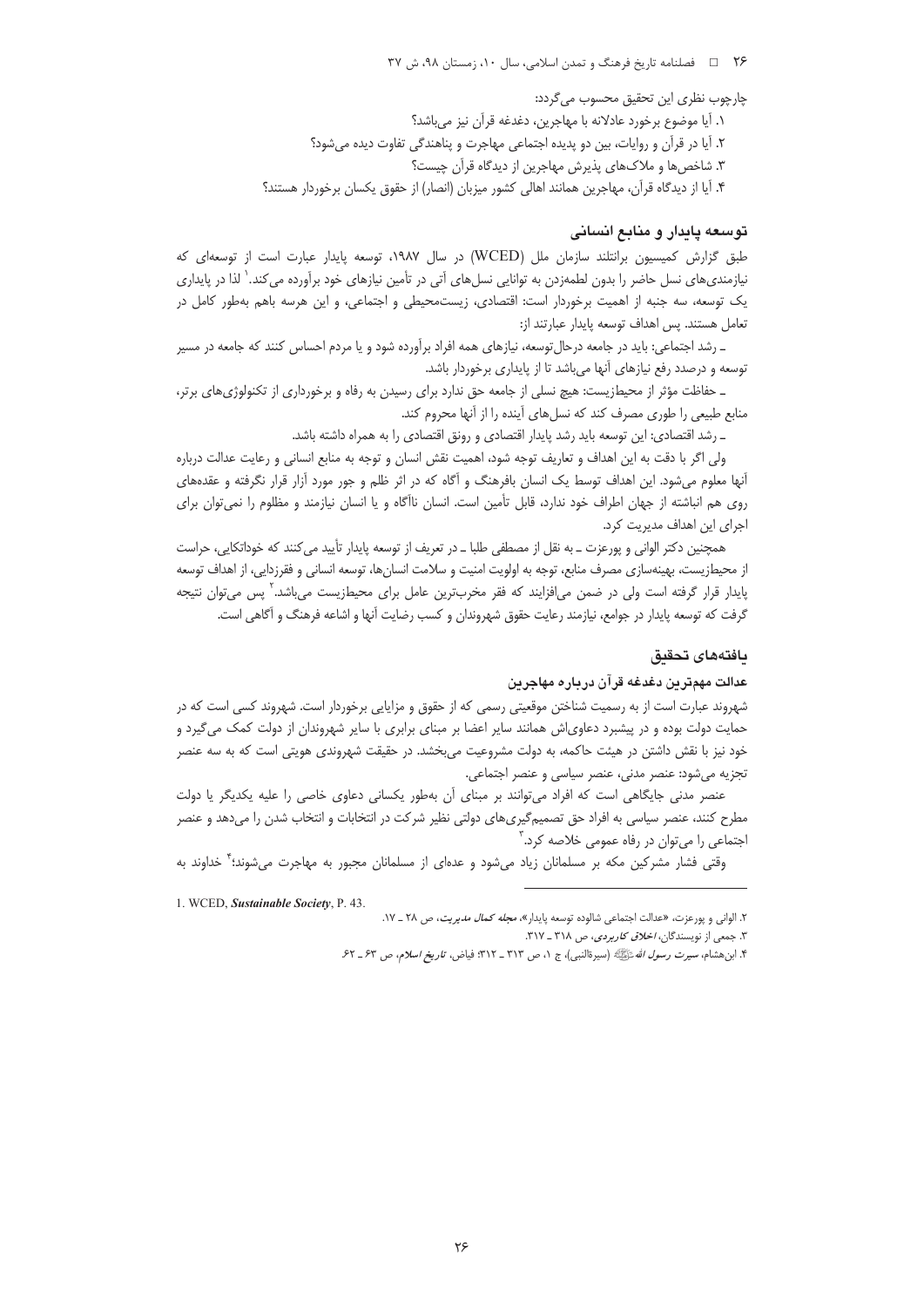چارچوب نظری این تحقیق محسوب می‌گردد:

۱. آیا موضوع برخورد عادلانه با مهاجرین، دغدغه قرآن نیز می‌باشد؟
۲. آیا در قرآن و روایات، بین دو پدیده اجتماعی مهاجرت و پناهندگی تفاوت دیده می‌شود؟
۳. شاخص‌ها و ملاک‌های پذیرش مهاجرین از دیدگاه قرآن چیست؟
۴. آیا از دیدگاه قرآن، مهاجرین همانند اهالی کشور میزبان (انصار) از حقوق یکسان برخوردار هستند؟

## توسعه پایدار و منابع انسانی

طبق گزارش کمیسیون برانتلند سازمان ملل (WCED) در سال ۱۹۸۷، توسعه پایدار عبارت است از توسعه‌ای که نیازمندی‌های نسل حاضر را بدون لطمه‌زدن به توانایی نسل‌های آتی در تأمین نیازهای خود برآورده می‌کند.[1] لذا در پایداری یک توسعه، سه جنبه از اهمیت برخوردار است: اقتصادی، زیست‌محیطی و اجتماعی، و این هرسه باهم به‌طور کامل در تعامل هستند. پس اهداف توسعه پایدار عبارتند از:

ـ رشد اجتماعی: باید در جامعه درحال‌توسعه، نیازهای همه افراد برآورده شود و یا مردم احساس کنند که جامعه در مسیر توسعه و درصدد رفع نیازهای آنها می‌باشد تا از پایداری برخوردار باشد.

ـ حفاظت مؤثر از محیط‌زیست: هیچ نسلی از جامعه حق ندارد برای رسیدن به رفاه و برخورداری از تکنولوژی‌های برتر، منابع طبیعی را طوری مصرف کند که نسل‌های آینده را از آنها محروم کند.

ـ رشد اقتصادی: این توسعه باید رشد پایدار اقتصادی و رونق اقتصادی را به همراه داشته باشد.

ولی اگر با دقت به این اهداف و تعاریف توجه شود، اهمیت نقش انسان و توجه به منابع انسانی و رعایت عدالت درباره آنها معلوم می‌شود. این اهداف توسط یک انسان بافرهنگ و آگاه که در اثر ظلم و جور مورد آزار قرار نگرفته و عقده‌های روی هم انباشته از جهان اطراف خود ندارد، قابل تأمین است. انسان ناآگاه و یا انسان نیازمند و مظلوم را نمی‌توان برای اجرای این اهداف مدیریت کرد.

همچنین دکتر الوانی و پورعزت ـ به نقل از مصطفی طلبا ـ در تعریف از توسعه پایدار تأیید می‌کنند که خوداتکایی، حراست از محیط‌زیست، بهینه‌سازی مصرف منابع، توجه به اولویت امنیت و سلامت انسان‌ها، توسعه انسانی و فقرزدایی، از اهداف توسعه پایدار قرار گرفته است ولی در ضمن می‌افزایند که فقر مخرب‌ترین عامل برای محیط‌زیست می‌باشد.[2] پس می‌توان نتیجه گرفت که توسعه پایدار در جوامع، نیازمند رعایت حقوق شهروندان و کسب رضایت آنها و اشاعه فرهنگ و آگاهی است.

## یافته‌های تحقیق

### عدالت مهم‌ترین دغدغه قرآن درباره مهاجرین

شهروند عبارت است از به رسمیت شناختن موقعیتی رسمی که از حقوق و مزایایی برخوردار است. شهروند کسی است که در حمایت دولت بوده و در پیشبرد دعوای‌اش همانند سایر اعضا بر مبنای برابری با سایر شهروندان از دولت کمک می‌گیرد و خود نیز با نقش داشتن در هیئت حاکمه، به دولت مشروعیت می‌بخشد. در حقیقت شهروندی هویتی است که به سه عنصر تجزیه می‌شود: عنصر مدنی، عنصر سیاسی و عنصر اجتماعی.

عنصر مدنی جایگاهی است که افراد می‌توانند بر مبنای آن به‌طور یکسانی دعاوی خاصی را علیه یکدیگر یا دولت مطرح کنند، عنصر سیاسی به افراد حق تصمیم‌گیری‌های دولتی نظیر شرکت در انتخابات و انتخاب شدن را می‌دهد و عنصر اجتماعی را می‌توان در رفاه عمومی خلاصه کرد.[3]

وقتی فشار مشرکین مکه بر مسلمانان زیاد می‌شود و عده‌ای از مسلمانان مجبور به مهاجرت می‌شوند؛[4] خداوند به

---

1. WCED, *Sustainable Society*, P. 43.

۲. الوانی و پورعزت، «عدالت اجتماعی شالوده توسعه پایدار»، *مجله کمال مدیریت*، ص ۲۸ ـ ۱۷.

۳. جمعی از نویسندگان، *اخلاق کاربردی*، ص ۳۱۸ ـ ۳۱۷.

۴. ابن‌هشام، *سیرت رسول الله* ﷺ (سیرةالنبی)، ج ۱، ص ۳۱۳ ـ ۳۱۲؛ فیاض، *تاریخ اسلام*، ص ۶۳ ـ ۶۲.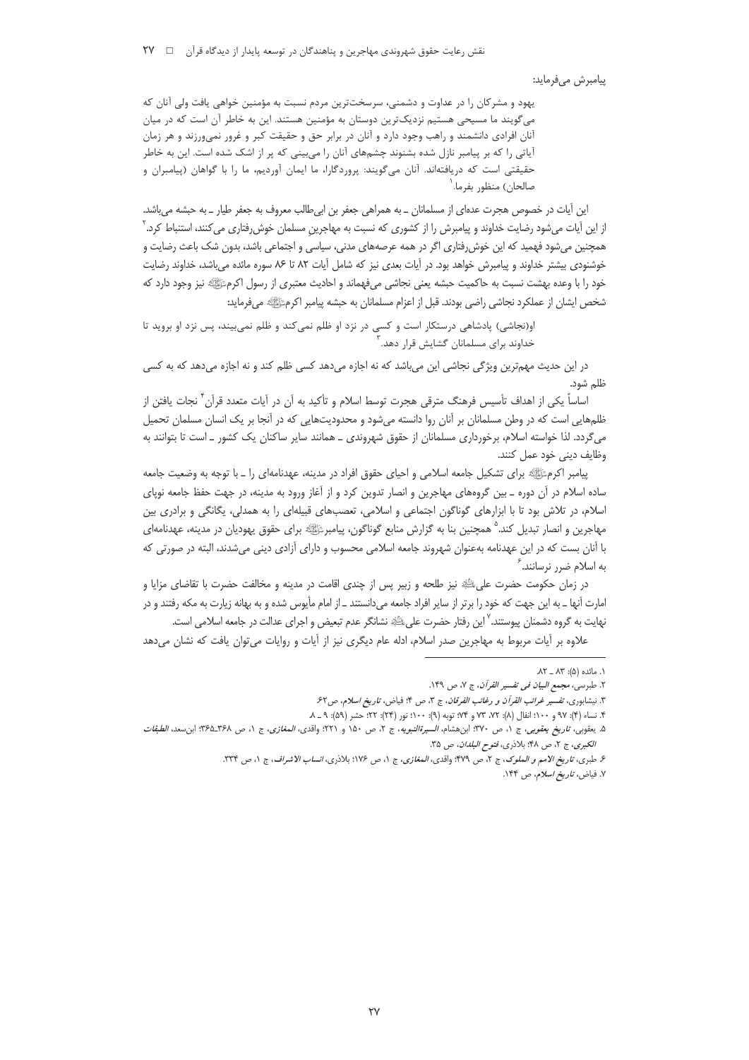پیامبرش می‌فرماید:

> یهود و مشرکان را در عداوت و دشمنی، سرسخت‌ترین مردم نسبت به مؤمنین خواهی یافت ولی آنان که می‌گویند ما مسیحی هستیم نزدیک‌ترین دوستان به مؤمنین هستند. این به خاطر آن است که در میان آنان افرادی دانشمند و راهب وجود دارد و آنان در برابر حق و حقیقت کبر و غرور نمی‌ورزند و هر زمان آیاتی را که بر پیامبر نازل شده بشنوند چشم‌های آنان را می‌بینی که پر از اشک شده است. این به خاطر حقیقتی است که دریافته‌اند. آنان می‌گویند: پروردگارا، ما ایمان آوردیم، ما را با گواهان (پیامبران و صالحان) منظور بفرما.[1]

این آیات در خصوص هجرت عده‌ای از مسلمانان ـ به همراهی جعفر بن ابی‌طالب معروف به جعفر طیار ـ به حبشه می‌باشد. از این آیات می‌شود رضایت خداوند و پیامبرش را از کشوری که نسبت به مهاجرین مسلمان خوش‌رفتاری می‌کنند، استنباط کرد.[2] همچنین می‌شود فهمید که این خوش‌رفتاری اگر در همه عرصه‌های مدنی، سیاسی و اجتماعی باشد، بدون شک باعث رضایت و خوشنودی بیشتر خداوند و پیامبرش خواهد بود. در آیات بعدی نیز که شامل آیات ۸۲ تا ۸۶ سوره مائده می‌باشد، خداوند رضایت خود را با وعده بهشت نسبت به حاکمیت حبشه یعنی نجاشی می‌فهماند و احادیث معتبری از رسول اکرمﷺ نیز وجود دارد که شخص ایشان از عملکرد نجاشی راضی بودند. قبل از اعزام مسلمانان به حبشه پیامبر اکرمﷺ می‌فرماید:

> او(نجاشی) پادشاهی درستکار است و کسی در نزد او ظلم نمی‌کند و ظلم نمی‌بیند، پس نزد او بروید تا خداوند برای مسلمانان گشایش قرار دهد.[3]

در این حدیث مهم‌ترین ویژگی نجاشی این می‌باشد که نه اجازه می‌دهد کسی ظلم کند و نه اجازه می‌دهد که به کسی ظلم شود.

اساساً یکی از اهداف تأسیس فرهنگ مترقی هجرت توسط اسلام و تأکید به آن در آیات متعدد قرآن[4] نجات یافتن از ظلم‌هایی است که در وطن مسلمانان بر آنان روا دانسته می‌شود و محدودیت‌هایی که در آنجا بر یک انسان مسلمان تحمیل می‌گردد. لذا خواسته اسلام، برخورداری مسلمانان از حقوق شهروندی ـ همانند سایر ساکنان یک کشور ـ است تا بتوانند به وظایف دینی خود عمل کنند.

پیامبر اکرمﷺ برای تشکیل جامعه اسلامی و احیای حقوق افراد در مدینه، عهدنامه‌ای را ـ با توجه به وضعیت جامعه ساده اسلام در آن دوره ـ بین گروه‌های مهاجرین و انصار تدوین کرد و از آغاز ورود به مدینه، در جهت حفظ جامعه نوپای اسلام، در تلاش بود تا با ابزارهای گوناگون اجتماعی و اسلامی، تعصب‌های قبیله‌ای را به همدلی، یگانگی و برادری بین مهاجرین و انصار تبدیل کند.[5] همچنین بنا به گزارش منابع گوناگون، پیامبرﷺ برای حقوق یهودیان در مدینه، عهدنامه‌ای با آنان بست که در این عهدنامه به‌عنوان شهروند جامعه اسلامی محسوب و دارای آزادی دینی می‌شدند، البته در صورتی که به اسلام ضرر نرسانند.[6]

در زمان حکومت حضرت علیؑ نیز طلحه و زبیر پس از چندی اقامت در مدینه و مخالفت حضرت با تقاضای مزایا و امارت آنها ـ به این جهت که خود را برتر از سایر افراد جامعه می‌دانستند ـ از امام مأیوس شده و به بهانه زیارت به مکه رفتند و در نهایت به گروه دشمنان پیوستند.[7] این رفتار حضرت علیؑ نشانگر عدم تبعیض و اجرای عدالت در جامعه اسلامی است.

علاوه بر آیات مربوط به مهاجرین صدر اسلام، ادله عام دیگری نیز از آیات و روایات می‌توان یافت که نشان می‌دهد

---

۱. مائده (۵): ۸۳ ـ ۸۲.

۲. طبرسی، *مجمع البیان فی تفسیر القرآن*، ج ۷، ص ۱۴۹.

۳. نیشابوری، *تفسیر غرائب القرآن و رغائب الفرقان*، ج ۳، ص ۴؛ فیاض، *تاریخ اسلام*، ص ۶۲.

۴. نساء (۴): ۹۷ و ۱۰۰؛ انفال (۸): ۷۲، ۷۳ و ۷۴؛ توبه (۹): ۱۰۰؛ نور (۲۴): ۲۲؛ حشر (۵۹): ۹ ـ ۸.

۵. یعقوبی، *تاریخ یعقوبی*، ج ۱، ص ۳۷۰؛ ابن‌هشام، *السیرة‌النبویه*، ج ۲، ص ۱۵۰ و ۲۲۱؛ واقدی، *المغازی*، ج ۱، ص ۳۶۸ـ۳۶۵؛ ابن‌سعد، *الطبقات الکبری*، ج ۲، ص ۴۸؛ بلاذری، *فتوح البلدان*، ص ۳۵.

۶. طبری، *تاریخ الامم و الملوک*، ج ۲، ص ۴۷۹؛ واقدی، *المغازی*، ج ۱، ص ۱۷۶؛ بلاذری، *انساب الاشراف*، ج ۱، ص ۳۳۴.

۷. فیاض، *تاریخ اسلام*، ص ۱۴۴.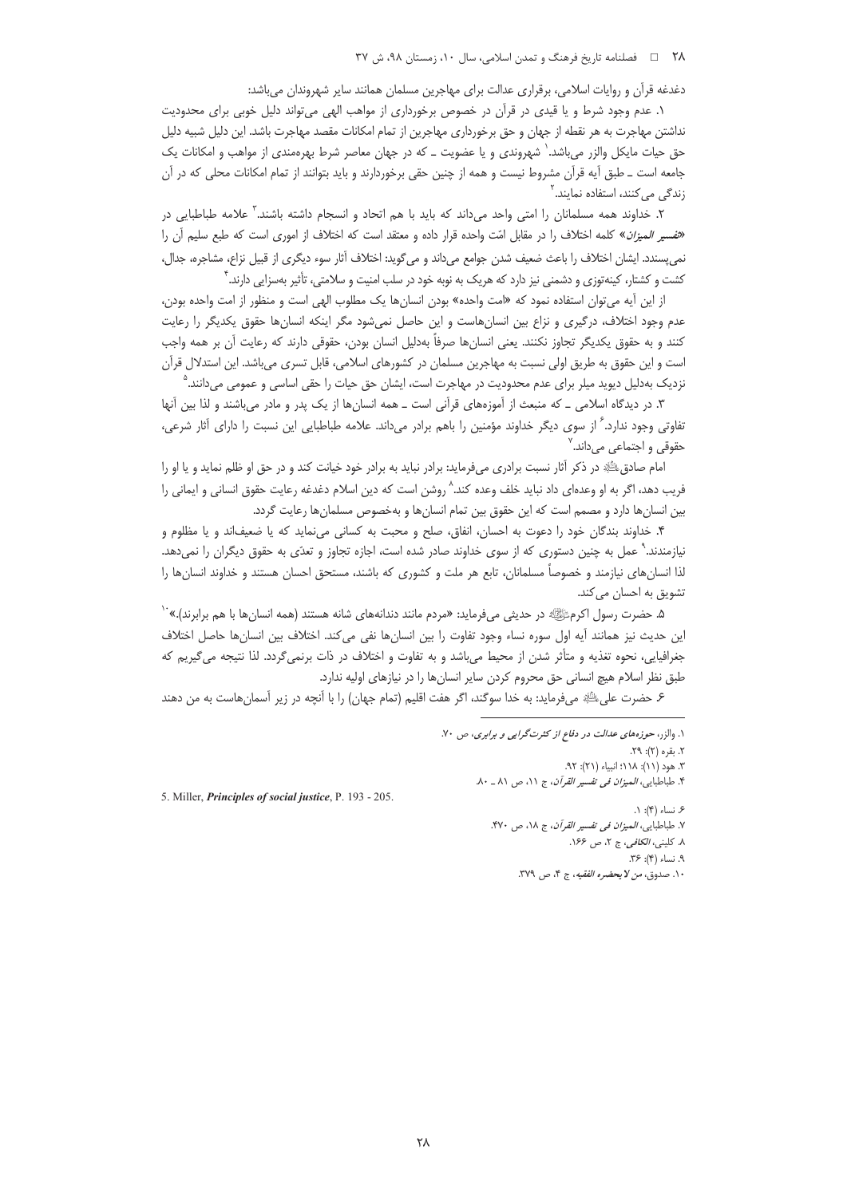دغدغه قرآن و روایات اسلامی، برقراری عدالت برای مهاجرین مسلمان همانند سایر شهروندان می‌باشد:

۱. عدم وجود شرط و یا قیدی در قرآن در خصوص برخورداری از مواهب الهی می‌تواند دلیل خوبی برای محدودیت نداشتن مهاجرت به هر نقطه از جهان و حق برخورداری مهاجرین از تمام امکانات مقصد مهاجرت باشد. این دلیل شبیه دلیل حق حیات مایکل والزر می‌باشد.[۱] شهروندی و یا عضویت ـ که در جهان معاصر شرط بهره‌مندی از مواهب و امکانات یک جامعه است ـ طبق آیه قرآن مشروط نیست و همه از چنین حقی برخوردارند و باید بتوانند از تمام امکانات محلی که در آن زندگی می‌کنند، استفاده نمایند.[۲]

۲. خداوند همه مسلمانان را امتی واحد می‌داند که باید با هم اتحاد و انسجام داشته باشند.[۳] علامه طباطبایی در *«تفسیر المیزان»* کلمه اختلاف را در مقابل امّت واحده قرار داده و معتقد است که اختلاف از اموری است که طبع سلیم آن را نمی‌پسندد. ایشان اختلاف را باعث ضعیف شدن جوامع می‌داند و می‌گوید: اختلاف آثار سوء دیگری از قبیل نزاع، مشاجره، جدال، کشت و کشتار، کینه‌توزی و دشمنی نیز دارد که هریک به نوبه خود در سلب امنیت و سلامتی، تأثیر به‌سزایی دارند.[۴]

از این آیه می‌توان استفاده نمود که «امت واحده» بودن انسان‌ها یک مطلوب الهی است و منظور از امت واحده بودن، عدم وجود اختلاف، درگیری و نزاع بین انسان‌هاست و این حاصل نمی‌شود مگر اینکه انسان‌ها حقوق یکدیگر را رعایت کنند و به حقوق یکدیگر تجاوز نکنند. یعنی انسان‌ها صرفاً به‌دلیل انسان بودن، حقوقی دارند که رعایت آن بر همه واجب است و این حقوق به طریق اولی نسبت به مهاجرین مسلمان در کشورهای اسلامی، قابل تسری می‌باشد. این استدلال قرآن نزدیک به‌دلیل دیوید میلر برای عدم محدودیت در مهاجرت است، ایشان حق حیات را حقی اساسی و عمومی می‌دانند.[۵]

۳. در دیدگاه اسلامی ـ که منبعث از آموزه‌های قرآنی است ـ همه انسان‌ها از یک پدر و مادر می‌باشند و لذا بین آنها تفاوتی وجود ندارد.[۶] از سوی دیگر خداوند مؤمنین را باهم برادر می‌داند. علامه طباطبایی این نسبت را دارای آثار شرعی، حقوقی و اجتماعی می‌داند.[۷]

امام صادق علیه‌السلام در ذکر آثار نسبت برادری می‌فرماید: برادر نباید به برادر خود خیانت کند و در حق او ظلم نماید و یا او را فریب دهد، اگر به او وعده‌ای داد نباید خلف وعده کند.[۸] روشن است که دین اسلام دغدغه رعایت حقوق انسانی و ایمانی را بین انسان‌ها دارد و مصمم است که این حقوق بین تمام انسان‌ها و به‌خصوص مسلمان‌ها رعایت گردد.

۴. خداوند بندگان خود را دعوت به احسان، انفاق، صلح و محبت به کسانی می‌نماید که یا ضعیف‌اند و یا مظلوم و نیازمندند.[۹] عمل به چنین دستوری که از سوی خداوند صادر شده است، اجازه تجاوز و تعدّی به حقوق دیگران را نمی‌دهد. لذا انسان‌های نیازمند و خصوصاً مسلمانان، تابع هر ملت و کشوری که باشند، مستحق احسان هستند و خداوند انسان‌ها را تشویق به احسان می‌کند.

۵. حضرت رسول اکرم صلی‌الله‌علیه‌وآله در حدیثی می‌فرماید: «مردم مانند دندانه‌های شانه هستند (همه انسان‌ها با هم برابرند).»[۱۰] این حدیث نیز همانند آیه اول سوره نساء وجود تفاوت را بین انسان‌ها نفی می‌کند. اختلاف بین انسان‌ها حاصل اختلاف جغرافیایی، نحوه تغذیه و متأثر شدن از محیط می‌باشد و به تفاوت و اختلاف در ذات برنمی‌گردد. لذا نتیجه می‌گیریم که طبق نظر اسلام هیچ انسانی حق محروم کردن سایر انسان‌ها را در نیازهای اولیه ندارد.

۶. حضرت علی علیه‌السلام می‌فرماید: به خدا سوگند، اگر هفت اقلیم (تمام جهان) را با آنچه در زیر آسمان‌هاست به من دهند

---

۱. والزر، *حوزه‌های عدالت در دفاع از کثرت‌گرایی و برابری*، ص ۷۰.
۲. بقره (۲): ۲۹.
۳. هود (۱۱): ۱۱۸؛ انبیاء (۲۱): ۹۲.
۴. طباطبایی، *المیزان فی تفسیر القرآن*، ج ۱۱، ص ۸۱ ـ ۸۰.
5. Miller, ***Principles of social justice***, P. 193 - 205.
۶. نساء (۴): ۱.
۷. طباطبایی، *المیزان فی تفسیر القرآن*، ج ۱۸، ص ۴۷۰.
۸. کلینی، *الکافی*، ج ۲، ص ۱۶۶.
۹. نساء (۴): ۳۶.
۱۰. صدوق، *من لا یحضره الفقیه*، ج ۴، ص ۳۷۹.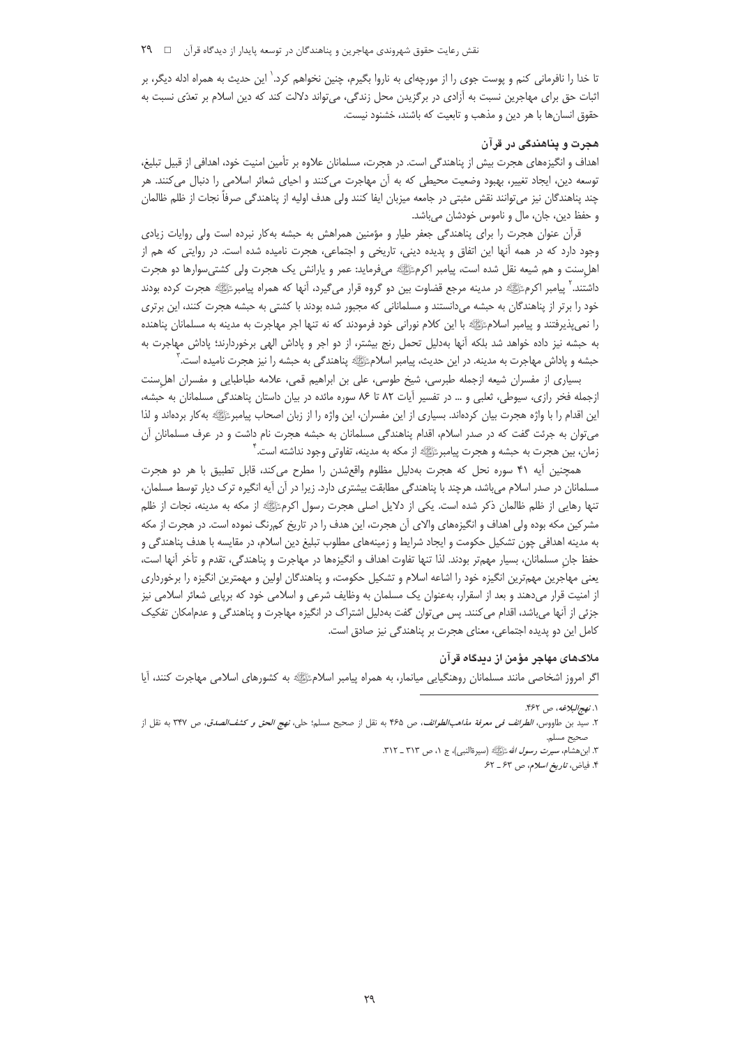تا خدا را نافرمانی کنم و پوست جوی را از مورچه‌ای به ناروا بگیرم، چنین نخواهم کرد.[1] این حدیث به همراه ادله دیگر، بر اثبات حق برای مهاجرین نسبت به آزادی در برگزیدن محل زندگی، می‌تواند دلالت کند که دین اسلام بر تعدّی نسبت به حقوق انسان‌ها با هر دین و مذهب و تابعیت که باشند، خشنود نیست.

### هجرت و پناهندگی در قرآن

اهداف و انگیزه‌های هجرت بیش از پناهندگی است. در هجرت، مسلمانان علاوه بر تأمین امنیت خود، اهدافی از قبیل تبلیغ، توسعه دین، ایجاد تغییر، بهبود وضعیت محیطی که به آن مهاجرت می‌کنند و احیای شعائر اسلامی را دنبال می‌کنند. هر چند پناهندگان نیز می‌توانند نقش مثبتی در جامعه میزبان ایفا کنند ولی هدف اولیه از پناهندگی صرفاً نجات از ظلم ظالمان و حفظ دین، جان، مال و ناموس خودشان می‌باشد.

قرآن عنوان هجرت را برای پناهندگی جعفر طیار و مؤمنین همراهش به حبشه به‌کار نبرده است ولی روایات زیادی وجود دارد که در همه آنها این اتفاق و پدیده دینی، تاریخی و اجتماعی، هجرت نامیده شده است. در روایتی که هم از اهل‌سنت و هم شیعه نقل شده است، پیامبر اکرمﷺ می‌فرماید: عمر و یارانش یک هجرت ولی کشتی‌سوارها دو هجرت داشتند.[2] پیامبر اکرمﷺ در مدینه مرجع قضاوت بین دو گروه قرار می‌گیرد، آنها که همراه پیامبرﷺ هجرت کرده بودند خود را برتر از پناهندگان به حبشه می‌دانستند و مسلمانانی که مجبور شده بودند با کشتی به حبشه هجرت کنند، این برتری را نمی‌پذیرفتند و پیامبر اسلامﷺ با این کلام نورانی حکم فرمودند که نه تنها اجر مهاجرت به مدینه به مسلمانان پناهنده به حبشه نیز داده خواهد شد بلکه آنها به‌دلیل تحمل رنج بیشتر، از دو اجر و پاداش الهی برخوردارند؛ پاداش مهاجرت به حبشه و پاداش مهاجرت به مدینه. در این حدیث، پیامبر اسلامﷺ پناهندگی به حبشه را نیز هجرت نامیده است.[3]

بسیاری از مفسران شیعه ازجمله طبرسی، شیخ طوسی، علی بن ابراهیم قمی، علامه طباطبایی و مفسران اهل‌سنت ازجمله فخر رازی، سیوطی، ثعلبی و ... در تفسیر آیات ۸۲ تا ۸۶ سوره مائده در بیان داستان پناهندگی مسلمانان به حبشه، این اقدام را با واژه هجرت بیان کرده‌اند. بسیاری از این مفسران، این واژه را از زبان اصحاب پیامبرﷺ به‌کار برده‌اند و لذا می‌توان به جرئت گفت که در صدر اسلام، اقدام پناهندگی مسلمانان به حبشه هجرت نام داشت و در عرف مسلمانان آن زمان، بین هجرت به حبشه و هجرت پیامبرﷺ از مکه به مدینه، تفاوتی وجود نداشته است.[4]

همچنین آیه ۴۱ سوره نحل که هجرت به‌دلیل مظلوم واقع‌شدن را مطرح می‌کند، قابل تطبیق با هر دو هجرت مسلمانان در صدر اسلام می‌باشد، هرچند با پناهندگی مطابقت بیشتری دارد. زیرا در آن آیه انگیزه ترک دیار توسط مسلمان، تنها رهایی از ظلم ظالمان ذکر شده است. یکی از دلایل اصلی هجرت رسول اکرمﷺ از مکه به مدینه، نجات از ظلم مشرکین مکه بوده ولی اهداف و انگیزه‌های والای آن هجرت، این هدف را در تاریخ کم‌رنگ نموده است. در هجرت از مکه به مدینه اهدافی چون تشکیل حکومت و ایجاد شرایط و زمینه‌های مطلوب تبلیغ دین اسلام، در مقایسه با هدف پناهندگی و حفظ جانِ مسلمانان، بسیار مهم‌تر بودند. لذا تنها تفاوت اهداف و انگیزه‌ها در مهاجرت و پناهندگی، تقدم و تأخر آنها است، یعنی مهاجرین مهم‌ترین انگیزه خود را اشاعه اسلام و تشکیل حکومت، و پناهندگان اولین و مهمترین انگیزه را برخورداری از امنیت قرار می‌دهند و بعد از استقرار، به‌عنوان یک مسلمان به وظایف شرعی و اسلامی خود که برپایی شعائر اسلامی نیز جزئی از آنها می‌باشد، اقدام می‌کنند. پس می‌توان گفت به‌دلیل اشتراک در انگیزه مهاجرت و پناهندگی و عدم‌امکان تفکیک کامل این دو پدیده اجتماعی، معنای هجرت بر پناهندگی نیز صادق است.

### ملاک‌های مهاجر مؤمن از دیدگاه قرآن

اگر امروز اشخاصی مانند مسلمانان روهنگیایی میانمار، به همراه پیامبر اسلامﷺ به کشورهای اسلامی مهاجرت کنند، آیا

---

۱. *نهج‌البلاغه*، ص ۴۶۲.

۲. سید بن طاووس، *الطرائف فی معرفة مذاهب‌الطوائف*، ص ۴۶۵ به نقل از صحیح مسلم؛ حلی، *نهج الحق و کشف‌الصدق*، ص ۳۴۷ به نقل از صحیح مسلم.

۳. ابن‌هشام، *سیرت رسول الله*ﷺ (سیرةالنبی)، ج ۱، ص ۳۱۳ ـ ۳۱۲.

۴. فیاض، *تاریخ اسلام*، ص ۶۳ ـ ۶۲.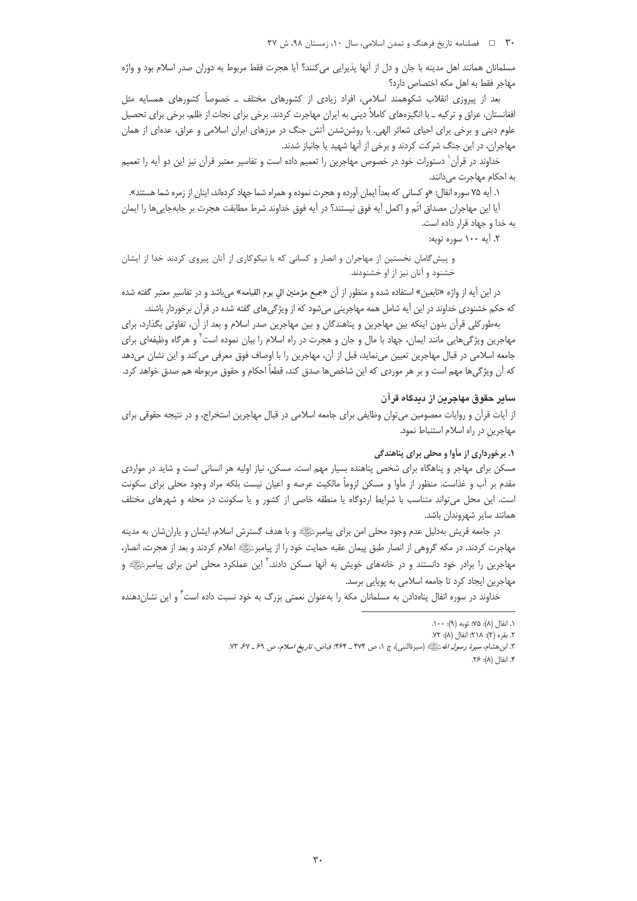مسلمانان همانند اهل مدینه با جان و دل از آنها پذیرایی می‌کنند؟ آیا هجرت فقط مربوط به دوران صدر اسلام بود و واژه مهاجر فقط به اهل مکه اختصاص دارد؟

بعد از پیروزی انقلاب شکوهمند اسلامی، افراد زیادی از کشورهای مختلف ـ خصوصاً کشورهای همسایه مثل افغانستان، عراق و ترکیه ـ با انگیزه‌های کاملاً دینی به ایران مهاجرت کردند. برخی برای نجات از ظلم، برخی برای تحصیل علوم دینی و برخی برای احیای شعائر الهی. با روشن‌شدن آتش جنگ در مرزهای ایران اسلامی و عراق، عده‌ای از همان مهاجران، در این جنگ شرکت کردند و برخی از آنها شهید یا جانباز شدند.

خداوند در قرآن[1] دستورات خود در خصوص مهاجرین را تعمیم داده است و تفاسیر معتبر قرآن نیز این دو آیه را تعمیم به احکام مهاجرت می‌دانند.

۱. آیه ۷۵ سوره انفال: «و کسانی که بعداً ایمان آورده و هجرت نموده و همراه شما جهاد کرده‌اند، اینان از زمره شما هستند».

آیا این مهاجران مصداق اتّم و اکمل آیه فوق نیستند؟ در آیه فوق خداوند شرط مطابقت هجرت بر جابه‌جایی‌ها را ایمان به خدا و جهاد قرار داده است.

۲. آیه ۱۰۰ سوره توبه:

> و پیش‌گامان نخستین از مهاجران و انصار و کسانی که با نیکوکاری از آنان پیروی کردند خدا از ایشان خشنود و آنان نیز از او خشنودند.

در این آیه از واژه «تابعین» استفاده شده و منظور از آن «جمیع مؤمنین الی یوم القیامه» می‌باشد و در تفاسیر معتبر گفته شده که حکم خشنودی خداوند در این آیه شامل همه مهاجرینی می‌شود که از ویژگی‌های گفته شده در قرآن برخوردار باشند.

به‌طورکلی قرآن بدون اینکه بین مهاجرین و پناهندگان و بین مهاجرین صدر اسلام و بعد از آن، تفاوتی بگذارد، برای مهاجرین ویژگی‌هایی مانند ایمان، جهاد با مال و جان و هجرت در راه اسلام را بیان نموده است[2] و هرگاه وظیفه‌ای برای جامعه اسلامی در قبال مهاجرین تعیین می‌نماید، قبل از آن، مهاجرین را با اوصاف فوق معرفی می‌کند و این نشان می‌دهد که آن ویژگی‌ها مهم است و بر هر موردی که این شاخص‌ها صدق کند، قطعاً احکام و حقوق مربوطه هم صدق خواهد کرد.

## سایر حقوق مهاجرین از دیدگاه قرآن

از آیات قرآن و روایات معصومین می‌توان وظایفی برای جامعه اسلامی در قبال مهاجرین استخراج، و در نتیجه حقوقی برای مهاجرین در راه اسلام استنباط نمود.

### ۱. برخورداری از مأوا و محلی برای پناهندگی

مسکن برای مهاجر و پناهگاه برای شخص پناهنده بسیار مهم است. مسکن، نیاز اولیه هر انسانی است و شاید در مواردی مقدم بر آب و غذاست. منظور از مأوا و مسکن لزوماً مالکیت عرصه و اعیان نیست بلکه مراد وجود محلی برای سکونت است. این محل می‌تواند متناسب با شرایط اردوگاه یا منطقه خاصی از کشور و یا سکونت در محله و شهرهای مختلف همانند سایر شهروندان باشد.

در جامعه قریش به‌دلیل عدم وجود محلی امن برای پیامبرﷺ و با هدف گسترش اسلام، ایشان و یاران‌شان به مدینه مهاجرت کردند. در مکه گروهی از انصار طبق پیمان عقبه حمایت خود را از پیامبرﷺ اعلام کردند و بعد از هجرت، انصار، مهاجرین را برادر خود دانستند و در خانه‌های خویش به آنها مسکن دادند.[3] این عملکرد محلی امن برای پیامبرﷺ و مهاجرین ایجاد کرد تا جامعه اسلامی به پویایی برسد.

خداوند در سوره انفال پناه‌دادن به مسلمانان مکه را به‌عنوان نعمتی بزرگ به خود نسبت داده است[4] و این نشان‌دهنده

---

۱. انفال (۸): ۷۵؛ توبه (۹): ۱۰۰.

۲. بقره (۲): ۲۱۸؛ انفال (۸): ۷۲.

۳. ابن‌هشام، *سیرة رسول الله*ﷺ (سیرةالنبی)، ج ۱، ص ۴۷۴ ـ ۴۶۴؛ فیاض، *تاریخ اسلام*، ص ۶۹ ـ ۶۷، ۷۳.

۴. انفال (۸): ۲۶.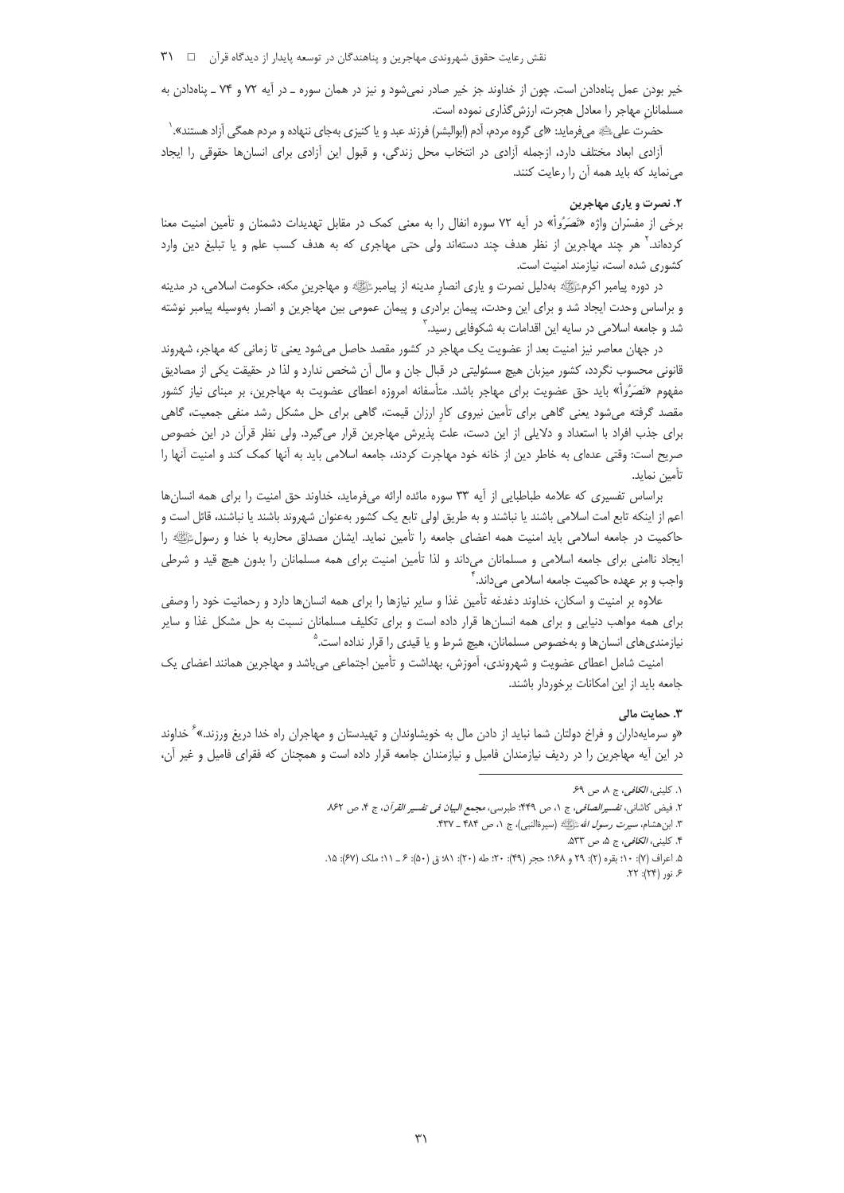خیر بودن عمل پناه‌دادن است. چون از خداوند جز خیر صادر نمی‌شود و نیز در همان سوره ـ در آیه ۷۲ و ۷۴ ـ پناه‌دادن به مسلمانان مهاجر را معادل هجرت، ارزش‌گذاری نموده است.

حضرت علی﴿﴾ می‌فرماید: «ای گروه مردم، آدم (ابوالبشر) فرزند عبد و یا کنیزی به‌جای ننهاده و مردم همگی آزاد هستند».[۱]

آزادی ابعاد مختلف دارد، ازجمله آزادی در انتخاب محل زندگی، و قبول این آزادی برای انسان‌ها حقوقی را ایجاد می‌نماید که باید همه آن را رعایت کنند.

### ۲. نصرت و یاری مهاجرین

برخی از مفسّران واژه «نَصَرُواْ» در آیه ۷۲ سوره انفال را به معنی کمک در مقابل تهدیدات دشمنان و تأمین امنیت معنا کرده‌اند.[۲] هر چند مهاجرین از نظر هدف چند دسته‌اند ولی حتی مهاجری که به هدف کسب علم و یا تبلیغ دین وارد کشوری شده است، نیازمند امنیت است.

در دوره پیامبر اکرم﴿﴾ به‌دلیل نصرت و یاری انصارِ مدینه از پیامبر﴿﴾ و مهاجرین مکه، حکومت اسلامی، در مدینه و براساس وحدت ایجاد شد و برای این وحدت، پیمان برادری و پیمان عمومی بین مهاجرین و انصار به‌وسیله پیامبر نوشته شد و جامعه اسلامی در سایه این اقدامات به شکوفایی رسید.[۳]

در جهان معاصر نیز امنیت بعد از عضویت یک مهاجر در کشور مقصد حاصل می‌شود یعنی تا زمانی که مهاجر، شهروند قانونی محسوب نگردد، کشور میزبان هیچ مسئولیتی در قبال جان و مال آن شخص ندارد و لذا در حقیقت یکی از مصادیق مفهوم «نَصَرُواْ» باید حق عضویت برای مهاجر باشد. متأسفانه امروزه اعطای عضویت به مهاجرین، بر مبنای نیاز کشور مقصد گرفته می‌شود یعنی گاهی برای تأمین نیروی کارِ ارزان قیمت، گاهی برای حل مشکل رشد منفی جمعیت، گاهی برای جذب افراد با استعداد و دلایلی از این دست، علت پذیرش مهاجرین قرار می‌گیرد. ولی نظر قرآن در این خصوص صریح است: وقتی عده‌ای به خاطر دین از خانه خود مهاجرت کردند، جامعه اسلامی باید به آنها کمک کند و امنیت آنها را تأمین نماید.

براساس تفسیری که علامه طباطبایی از آیه ۳۳ سوره مائده ارائه می‌فرماید، خداوند حق امنیت را برای همه انسان‌ها اعم از اینکه تابع امت اسلامی باشند یا نباشند و به طریق اولی تابع یک کشور به‌عنوان شهروند باشند یا نباشند، قائل است و حاکمیت در جامعه اسلامی باید امنیت همه اعضای جامعه را تأمین نماید. ایشان مصداق محاربه با خدا و رسول﴿﴾ را ایجاد ناامنی برای جامعه اسلامی و مسلمانان می‌داند و لذا تأمین امنیت برای همه مسلمانان را بدون هیچ قید و شرطی واجب و بر عهده حاکمیت جامعه اسلامی می‌داند.[۴]

علاوه بر امنیت و اسکان، خداوند دغدغه تأمین غذا و سایر نیازها را برای همه انسان‌ها دارد و رحمانیت خود را وصفی برای همه مواهب دنیایی و برای همه انسان‌ها قرار داده است و برای تکلیف مسلمانان نسبت به حل مشکل غذا و سایر نیازمندی‌های انسان‌ها و به‌خصوص مسلمانان، هیچ شرط و یا قیدی را قرار نداده است.[۵]

امنیت شامل اعطای عضویت و شهروندی، آموزش، بهداشت و تأمین اجتماعی می‌باشد و مهاجرین همانند اعضای یک جامعه باید از این امکانات برخوردار باشند.

### ۳. حمایت مالی

«و سرمایه‌داران و فراخ دولتان شما نباید از دادن مال به خویشاوندان و تهیدستان و مهاجران راه خدا دریغ ورزند.»[۶] خداوند در این آیه مهاجرین را در ردیف نیازمندان فامیل و نیازمندان جامعه قرار داده است و همچنان که فقرای فامیل و غیر آن،

---

۱. کلینی، *الکافی*، ج ۸، ص ۶۹.

۲. فیض کاشانی، *تفسیرالصافی*، ج ۱، ص ۴۴۹؛ طبرسی، *مجمع البیان فی تفسیر القرآن*، ج ۴، ص ۸۶۲.

۳. ابن‌هشام، *سیرت رسول الله*﴿﴾ (سیرةالنبی)، ج ۱، ص ۴۸۴ ـ ۴۳۷.

۴. کلینی، *الکافی*، ج ۵، ص ۵۳۳.

۵. اعراف (۷): ۱۰؛ بقره (۲): ۲۹ و ۱۶۸؛ حجر (۴۹): ۲۰؛ طه (۲۰): ۸۱؛ ق (۵۰): ۶ ـ ۱۱؛ ملک (۶۷): ۱۵.

۶. نور (۲۴): ۲۲.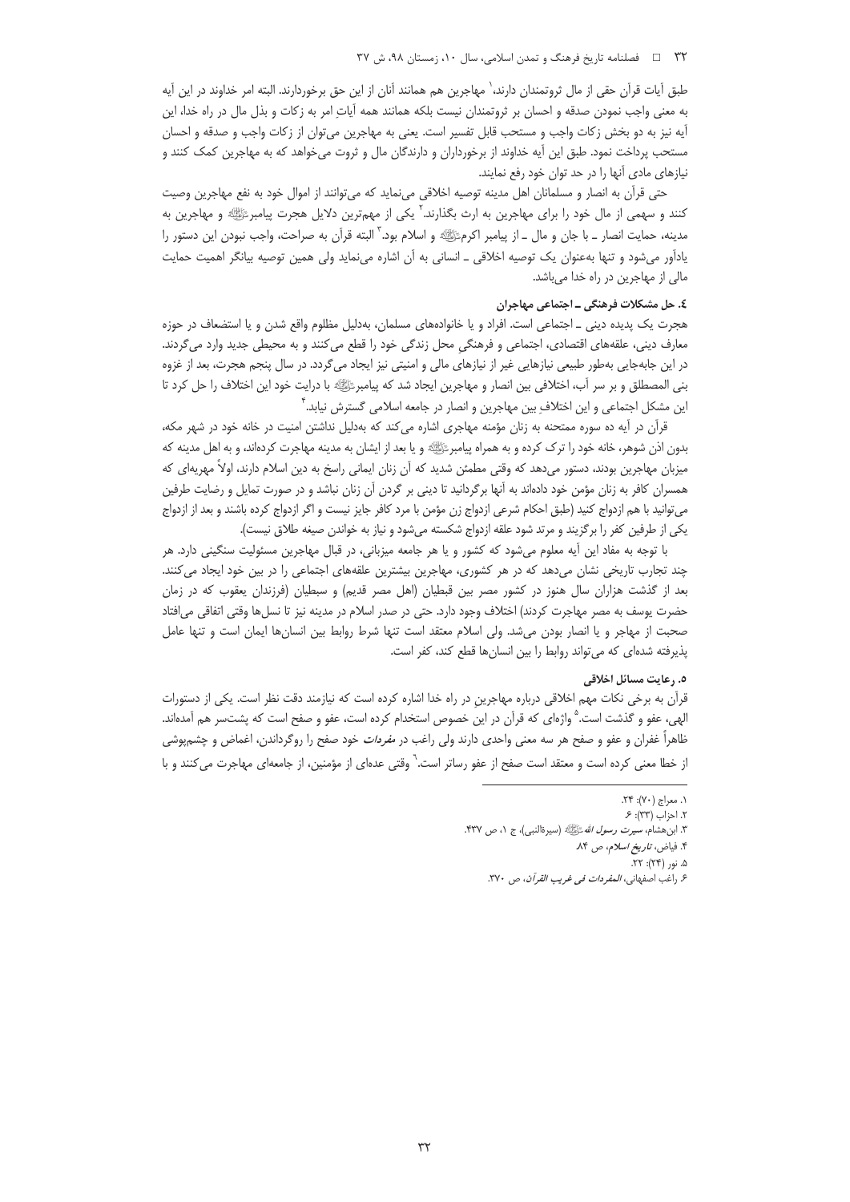طبق آیات قرآن حقی از مال ثروتمندان دارند،[1] مهاجرین هم همانند آنان از این حق برخوردارند. البته امر خداوند در این آیه به معنی واجب نمودن صدقه و احسان بر ثروتمندان نیست بلکه همانند همه آیاتِ امر به زکات و بذل مال در راه خدا، این آیه نیز به دو بخش زکات واجب و مستحب قابل تفسیر است. یعنی به مهاجرین می‌توان از زکات واجب و صدقه و احسان مستحب پرداخت نمود. طبق این آیه خداوند از برخورداران و دارندگان مال و ثروت می‌خواهد که به مهاجرین کمک کنند و نیازهای مادی آنها را در حد توان خود رفع نمایند.

حتی قرآن به انصار و مسلمانان اهل مدینه توصیه اخلاقی می‌نماید که می‌توانند از اموال خود به نفع مهاجرین وصیت کنند و سهمی از مال خود را برای مهاجرین به ارث بگذارند.[2] یکی از مهم‌ترین دلایل هجرت پیامبرﷺ و مهاجرین به مدینه، حمایت انصار ـ با جان و مال ـ از پیامبر اکرمﷺ و اسلام بود.[3] البته قرآن به صراحت، واجب نبودن این دستور را یادآور می‌شود و تنها به‌عنوان یک توصیه اخلاقی ـ انسانی به آن اشاره می‌نماید ولی همین توصیه بیانگر اهمیت حمایت مالی از مهاجرین در راه خدا می‌باشد.

### ٤. حل مشکلات فرهنگی ـ اجتماعی مهاجران

هجرت یک پدیده دینی ـ اجتماعی است. افراد و یا خانواده‌های مسلمان، به‌دلیل مظلوم واقع شدن و یا استضعاف در حوزه معارف دینی، علقه‌های اقتصادی، اجتماعی و فرهنگیِ محل زندگی خود را قطع می‌کنند و به محیطی جدید وارد می‌گردند. در این جابه‌جایی به‌طور طبیعی نیازهایی غیر از نیازهای مالی و امنیتی نیز ایجاد می‌گردد. در سال پنجم هجرت، بعد از غزوه بنی المصطلق و بر سر آب، اختلافی بین انصار و مهاجرین ایجاد شد که پیامبرﷺ با درایت خود این اختلاف را حل کرد تا این مشکل اجتماعی و این اختلافِ بین مهاجرین و انصار در جامعه اسلامی گسترش نیابد.[4]

قرآن در آیه ده سوره ممتحنه به زنان مؤمنه مهاجری اشاره می‌کند که به‌دلیل نداشتن امنیت در خانه خود در شهر مکه، بدون اذن شوهر، خانه خود را ترک کرده و به همراه پیامبرﷺ و یا بعد از ایشان به مدینه مهاجرت کرده‌اند، و به اهل مدینه که میزبان مهاجرین بودند، دستور می‌دهد که وقتی مطمئن شدید که آن زنان ایمانی راسخ به دین اسلام دارند، اولاً مهریه‌ای که همسران کافر به زنان مؤمن خود داده‌اند به آنها برگردانید تا دینی بر گردن آن زنان نباشد و در صورت تمایل و رضایت طرفین می‌توانید با هم ازدواج کنید (طبق احکام شرعی ازدواج زن مؤمن با مرد کافر جایز نیست و اگر ازدواج کرده باشند و بعد از ازدواج یکی از طرفین کفر را برگزیند و مرتد شود علقه ازدواج شکسته می‌شود و نیاز به خواندن صیغه طلاق نیست).

با توجه به مفاد این آیه معلوم می‌شود که کشور و یا هر جامعه میزبانی، در قبال مهاجرین مسئولیت سنگینی دارد. هر چند تجارب تاریخی نشان می‌دهد که در هر کشوری، مهاجرین بیشترین علقه‌های اجتماعی را در بین خود ایجاد می‌کنند. بعد از گذشت هزاران سال هنوز در کشور مصر بین قبطیان (اهل مصر قدیم) و سبطیان (فرزندان یعقوب که در زمان حضرت یوسف به مصر مهاجرت کردند) اختلاف وجود دارد. حتی در صدر اسلام در مدینه نیز تا نسل‌ها وقتی اتفاقی می‌افتاد صحبت از مهاجر و یا انصار بودن می‌شد. ولی اسلام معتقد است تنها شرط روابط بین انسان‌ها ایمان است و تنها عامل پذیرفته شده‌ای که می‌تواند روابط را بین انسان‌ها قطع کند، کفر است.

### ٥. رعایت مسائل اخلاقی

قرآن به برخی نکات مهم اخلاقی درباره مهاجرینِ در راه خدا اشاره کرده است که نیازمند دقت نظر است. یکی از دستورات الهی، عفو و گذشت است.[5] واژه‌ای که قرآن در این خصوص استخدام کرده است، عفو و صفح است که پشت‌سر هم آمده‌اند. ظاهراً غفران و عفو و صفح هر سه معنی واحدی دارند ولی راغب در *مفردات* خود صفح را روگرداندن، اغماض و چشم‌پوشی از خطا معنی کرده است و معتقد است صفح از عفو رساتر است.[6] وقتی عده‌ای از مؤمنین، از جامعه‌ای مهاجرت می‌کنند و با

---

١. معراج (٧٠): ٢۴.

٢. احزاب (٣٣): ۶.

٣. ابن‌هشام، *سیرت رسول الله*ﷺ (سیرةالنبی)، ج ١، ص ۴٣٧.

۴. فیاض، *تاریخ اسلام*، ص ٨۴.

۵. نور (٢۴): ٢٢.

۶. راغب اصفهانی، *المفردات فی غریب القرآن*، ص ٣٧٠.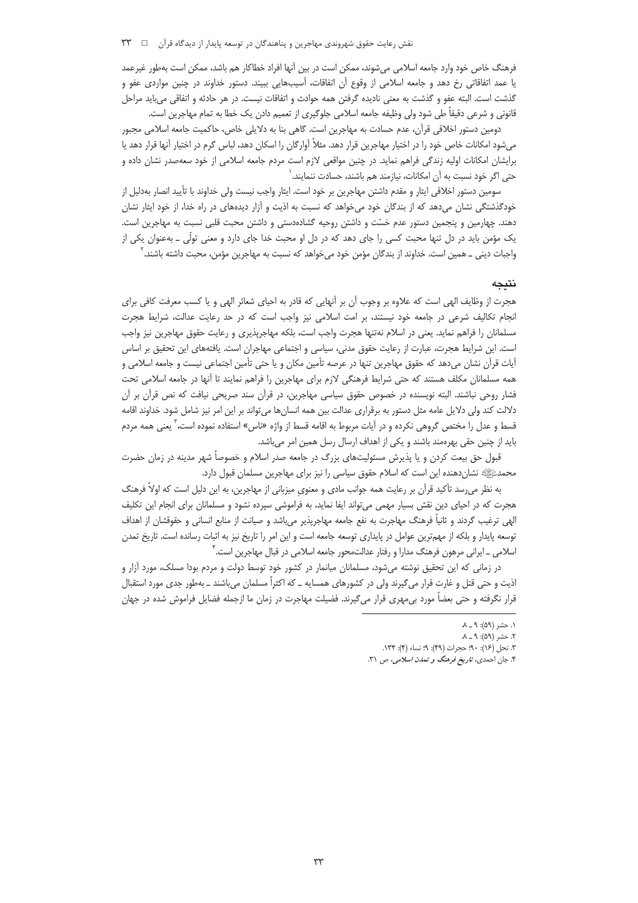فرهنگ خاص خود وارد جامعه اسلامی می‌شوند، ممکن است در بین آنها افراد خطاکار هم باشد، ممکن است به‌طور غیرعمد یا عمد اتفاقاتی رخ دهد و جامعه اسلامی از وقوع آن اتفاقات، آسیب‌هایی ببیند. دستور خداوند در چنین مواردی عفو و گذشت است. البته عفو و گذشت به معنی نادیده گرفتن همه حوادث و اتفاقات نیست. در هر حادثه و اتفاقی می‌باید مراحل قانونی و شرعی دقیقاً طی شود ولی وظیفه جامعه اسلامی جلوگیری از تعمیم دادن یک خطا به تمام مهاجرین است.

دومین دستور اخلاقی قرآن، عدم حسادت به مهاجرین است. گاهی بنا به دلایلی خاص، حاکمیت جامعه اسلامی مجبور می‌شود امکانات خاص خود را در اختیار مهاجرین قرار دهد. مثلاً آوارگان را اسکان دهد، لباس گرم در اختیار آنها قرار دهد یا برایشان امکانات اولیه زندگی فراهم نماید. در چنین مواقعی لازم است مردم جامعه اسلامی از خود سعه‌صدر نشان داده و حتی اگر خود نسبت به آن امکانات، نیازمند هم باشند، حسادت ننمایند.[1]

سومین دستور اخلاقی ایثار و مقدم داشتن مهاجرین بر خود است. ایثار واجب نیست ولی خداوند با تأیید انصار به‌دلیل از خودگذشتگی نشان می‌دهد که از بندگان خود می‌خواهد که نسبت به اذیت و آزار دیده‌های در راه خدا، از خود ایثار نشان دهند. چهارمین و پنجمین دستور عدم حسّت و داشتن روحیه گشاده‌دستی و داشتن محبت قلبی نسبت به مهاجرین است. یک مؤمن باید در دل تنها محبت کسی را جای دهد که در دل او محبت خدا جای دارد و معنی تولّی ـ به‌عنوان یکی از واجبات دینی ـ همین است. خداوند از بندگان مؤمن خود می‌خواهد که نسبت به مهاجرین مؤمن، محبت داشته باشند.[2]

## نتیجه

هجرت از وظایف الهی است که علاوه بر وجوب آن بر آنهایی که قادر به احیای شعائر الهی و یا کسب معرفت کافی برای انجام تکالیف شرعی در جامعه خود نیستند، بر امت اسلامی نیز واجب است که در حد رعایت عدالت، شرایط هجرت مسلمانان را فراهم نماید. یعنی در اسلام نه‌تنها هجرت واجب است، بلکه مهاجرپذیری و رعایت حقوق مهاجرین نیز واجب است. این شرایط هجرت، عبارت از رعایت حقوق مدنی، سیاسی و اجتماعی مهاجران است. یافته‌های این تحقیق بر اساس آیات قرآن نشان می‌دهد که حقوق مهاجرین تنها در عرصه تأمین مکان و یا حتی تأمین اجتماعی نیست و جامعه اسلامی و همه مسلمانان مکلف هستند که حتی شرایط فرهنگی لازم برای مهاجرین را فراهم نمایند تا آنها در جامعه اسلامی تحت فشار روحی نباشند. البته نویسنده در خصوص حقوق سیاسی مهاجرین، در قرآن سند صریحی نیافت که نص قرآن بر آن دلالت کند ولی دلایل عامه مثل دستور به برقراری عدالت بین همه انسان‌ها می‌تواند بر این امر نیز شامل شود. خداوند اقامه قسط و عدل را مختص گروهی نکرده و در آیات مربوط به اقامه قسط از واژه «ناس» استفاده نموده است،[3] یعنی همه مردم باید از چنین حقی بهره‌مند باشند و یکی از اهداف ارسال رسل همین امر می‌باشد.

قبول حق بیعت کردن و یا پذیرش مسئولیت‌های بزرگ در جامعه صدر اسلام و خصوصاً شهر مدینه در زمان حضرت محمدﷺ نشان‌دهنده این است که اسلام حقوق سیاسی را نیز برای مهاجرین مسلمان قبول دارد.

به نظر می‌رسد تأکید قرآن بر رعایت همه جوانب مادی و معنویِ میزبانی از مهاجرین، به این دلیل است که اولاً فرهنگ هجرت که در احیای دین نقش بسیار مهمی می‌تواند ایفا نماید، به فراموشی سپرده نشود و مسلمانان برای انجام این تکلیف الهی ترغیب گردند و ثانیاً فرهنگ مهاجرت به نفع جامعه مهاجرپذیر می‌باشد و صیانت از منابع انسانی و حقوقشان از اهداف توسعه پایدار و بلکه از مهم‌ترین عوامل در پایداری توسعه جامعه است و این امر را تاریخ نیز به اثبات رسانده است. تاریخ تمدن اسلامی ـ ایرانی مرهون فرهنگ مدارا و رفتار عدالت‌محور جامعه اسلامی در قبال مهاجرین است.[4]

در زمانی که این تحقیق نوشته می‌شود، مسلمانان میانمار در کشور خود توسط دولت و مردم بودا مسلک، مورد آزار و اذیت و حتی قتل و غارت قرار می‌گیرند ولی در کشورهای همسایه ـ که اکثراً مسلمان می‌باشند ـ به‌طور جدی مورد استقبال قرار نگرفته و حتی بعضاً مورد بی‌مهری قرار می‌گیرند. فضیلت مهاجرت در زمان ما ازجمله فضایل فراموش شده در جهان

---

۱. حشر (۵۹): ۹ ـ ۸.

۲. حشر (۵۹): ۹ ـ ۸.

۳. نحل (۱۶): ۹۰؛ حجرات (۴۹): ۹؛ نساء (۴): ۱۳۴.

۴. جان احمدی، *تاریخ فرهنگ و تمدن اسلامی*، ص ۳۱.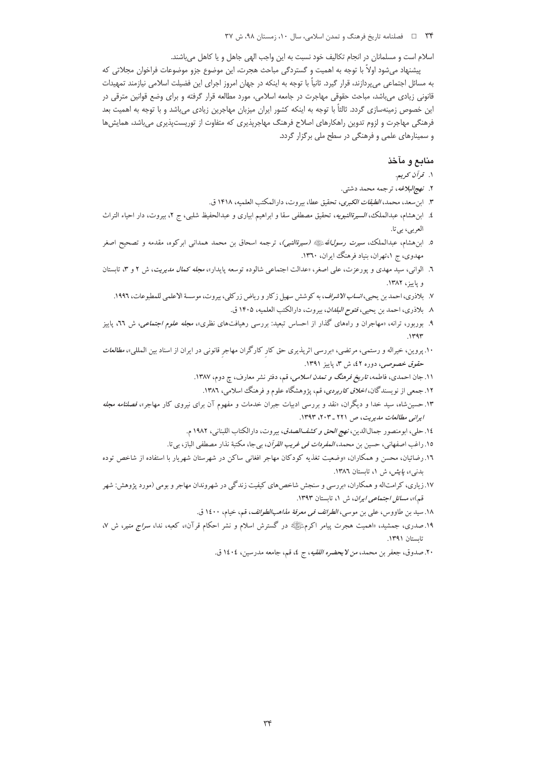اسلام است و مسلمانان در انجام تکالیف خود نسبت به این واجب الهی جاهل و یا کاهل می‌باشند.

پیشنهاد می‌شود اولاً با توجه به اهمیت و گستردگی مباحث هجرت، این موضوع جزو موضوعات فراخوان مجلاتی که به مسائل اجتماعی می‌پردازند، قرار گیرد. ثانیاً با توجه به اینکه در جهان امروز اجرای این فضیلت اسلامی نیازمند تمهیدات قانونی زیادی می‌باشد، مباحث حقوقی مهاجرت در جامعه اسلامی، مورد مطالعه قرار گرفته و برای وضع قوانین مترقی در این خصوص زمینه‌سازی گردد. ثالثاً با توجه به اینکه کشور ایران میزبان مهاجرین زیادی می‌باشد و با توجه به اهمیت بعد فرهنگی مهاجرت و لزوم تدوین راهکارهای اصلاح فرهنگ مهاجرپذیری که متفاوت از توریست‌پذیری می‌باشد، همایش‌ها و سمینارهای علمی و فرهنگی در سطح ملی برگزار گردد.

## منابع و مآخذ

۱. *قرآن کریم*.

۲. *نهج‌البلاغه*، ترجمه محمد دشتی.

۳. ابن‌سعد، محمد، *الطبقات الکبری*، تحقیق عطا، بیروت، دارالمکتب العلمیه، ۱۴۱۸ ق.

٤. ابن‌هشام، عبدالملک، *السیرة‌النبویه*، تحقیق مصطفی سقا و ابراهیم ابیاری و عبدالحفیظ شلبی، ج ۲، بیروت، دار احیاء التراث العربی، بی‌تا.

٥. ابن‌هشام، عبدالملک، *سیرت رسول‌الله*ﷺ *(سیرةالنبی)*، ترجمه اسحاق بن محمد همدانی ابرکوه، مقدمه و تصحیح اصغر مهدوی، ج ۱،تهران، بنیاد فرهنگ ایران، ۱۳٦۰.

٦. الوانی، سید مهدی و پورعزت، علی اصغر، «عدالت اجتماعی شالوده توسعه پایدار»، *مجله کمال مدیریت*، ش ۲ و ۳، تابستان و پاییز، ۱۳۸۲.

۷. بلاذری، احمد بن یحیی، *انساب الاشراف*، به کوشش سهیل زکار و ریاض زرکلی، بیروت، موسسة الاعلمی للمطبوعات، ۱۹۹٦.

۸. بلاذری، احمد بن یحیی، *فتوح البلدان*، بیروت، دارالکتب العلمیه، ۱۴۰۵ ق.

۹. بوربور، ترانه، «مهاجران و راه‌های گذار از احساس تبعید: بررسی رهیافت‌های نظری»، *مجله علوم اجتماعی*، ش ٦٦، پاییز ۱۳۹۳.

۱۰. پروین، خیراله و رستمی، مرتضی، «بررسی اثرپذیری حق کارِ کارگران مهاجرِ قانونی در ایران از اسناد بین المللی»، *مطالعات حقوق خصوصی*، دوره ٤۲، ش ۳، پاییز ۱۳۹۱.

۱۱. جان احمدی، فاطمه، *تاریخ فرهنگ و تمدن اسلامی*، قم، دفتر نشر معارف، چ دوم، ۱۳۸۷.

۱۲. جمعی از نویسندگان، *اخلاق کاربردی*، قم، پژوهشگاه علوم و فرهنگ اسلامی، ۱۳۸٦.

۱۳. حسین‌شاه، سید خدا و دیگران، «نقد و بررسی ادبیات جبران خدمات و مفهوم آن برای نیروی کار مهاجر»، *فصلنامه مجله ایرانی مطالعات مدیریت*، ص ۲۲۱ ـ ۲۰۳، ۱۳۹۳.

۱٤. حلی، ابومنصور جمال‌الدین، *نهج الحق و کشف‌الصدق*، بیروت، دارالکتاب اللبنانی، ۱۹۸۲ م.

۱۵. راغب اصفهانی، حسین بن محمد، *المفردات فی غریب القرآن*، بی‌جا، مکتبة نذار مصطفی الباز، بی‌تا.

۱٦. رضائیان، محسن و همکاران، «وضعیت تغذیه کودکان مهاجر افغانی ساکن در شهرستان شهریار با استفاده از شاخص توده بدنی»، *پایش*، ش ۱، تابستان ۱۳۸٦.

۱۷. زیاری، کرامت‌اله و همکاران، «بررسی و سنجش شاخص‌های کیفیت زندگی در شهروندان مهاجر و بومی (مورد پژوهش: شهر قم)»، *مسائل اجتماعی ایران*، ش ۱، تابستان ۱۳۹۳.

۱۸. سید بن طاووس، علی بن موسی، *الطرائف فی معرفة مذاهب‌الطوائف*، قم، خیام، ۱٤۰۰ ق.

۱۹. صدری، جمشید، «اهمیت هجرت پیامبر اکرمﷺ در گسترش اسلام و نشر احکام قرآن»، کعبه، ندا، *سراج منیر*، ش ۷، تابستان ۱۳۹۱.

۲۰. صدوق، جعفر بن محمد، *من لا یحضره الفقیه*، ج ٤، قم، جامعه مدرسین، ۱٤۰٤ ق.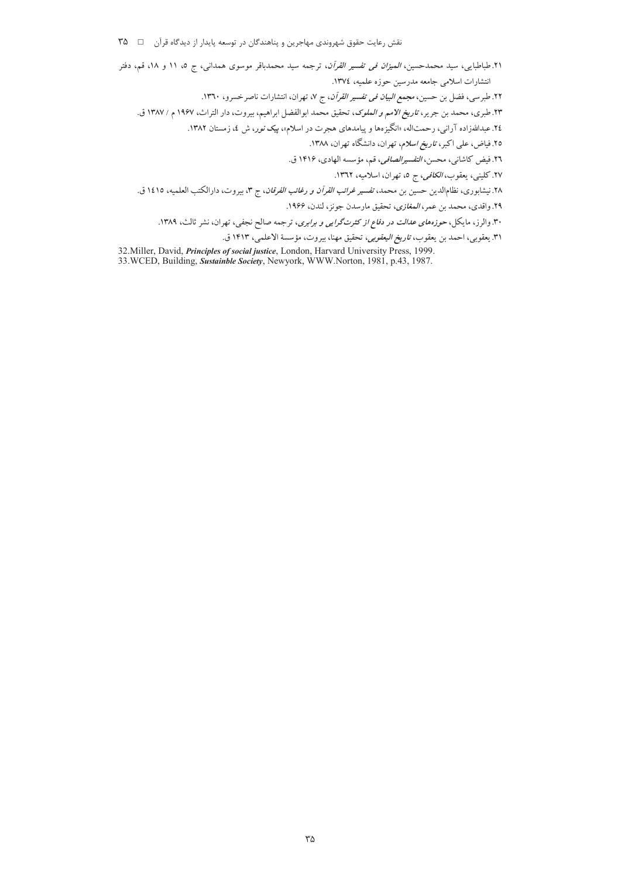۲۱. طباطبایی، سید محمدحسین، *المیزان فی تفسیر القرآن*، ترجمه سید محمدباقر موسوی همدانی، ج ۵، ۱۱ و ۱۸، قم، دفتر انتشارات اسلامی جامعه مدرسین حوزه علمیه، ۱۳۷٤.

۲۲. طبرسی، فضل بن حسین، *مجمع البیان فی تفسیر القرآن*، ج ۷، تهران، انتشارات ناصرخسرو، ۱۳٦۰.

۲۳. طبری، محمد بن جریر، *تاریخ الامم و الملوک*، تحقیق محمد ابوالفضل ابراهیم، بیروت، دار التراث، ۱۹۶۷ م / ۱۳۸۷ ق.

۲٤. عبدالله‌زاده آرانی، رحمت‌اله، «انگیزه‌ها و پیامدهای هجرت در اسلام»، *پیک نور*، ش ٤، زمستان ۱۳۸۲.

۲۵. فیاض، علی اکبر، *تاریخ اسلام*، تهران، دانشگاه تهران، ۱۳۸۸.

۲٦. فیض کاشانی، محسن، *التفسیرالصافی*، قم، مؤسسه الهادی، ۱۴۱۶ ق.

۲۷. کلینی، یعقوب، *الکافی*، ج ۵، تهران، اسلامیه، ۱۳٦۲.

۲۸. نیشابوری، نظام‌الدین حسین بن محمد، *تفسیر غرائب القرآن و رغائب الفرقان*، ج ۳، بیروت، دارالکتب العلمیه، ۱٤۱۵ ق.

۲۹. واقدی، محمد بن عمر، *المغازی*، تحقیق مارسدن جونز، لندن، ۱۹۶۶.

۳۰. والرز، مایکل، *حوزه‌های عدالت در دفاع از کثرت‌گرایی و برابری*، ترجمه صالح نجفی، تهران، نشر ثالث، ۱۳۸۹.

۳۱. یعقوبی، احمد بن یعقوب، *تاریخ الیعقوبی*، تحقیق مهنا، بیروت، مؤسسة الاعلمی، ۱۴۱۳ ق.

32. Miller, David, ***Principles of social justice***, London, Harvard University Press, 1999.

33. WCED, Building, ***Sustainble Society***, Newyork, WWW.Norton, 1981, p.43, 1987.